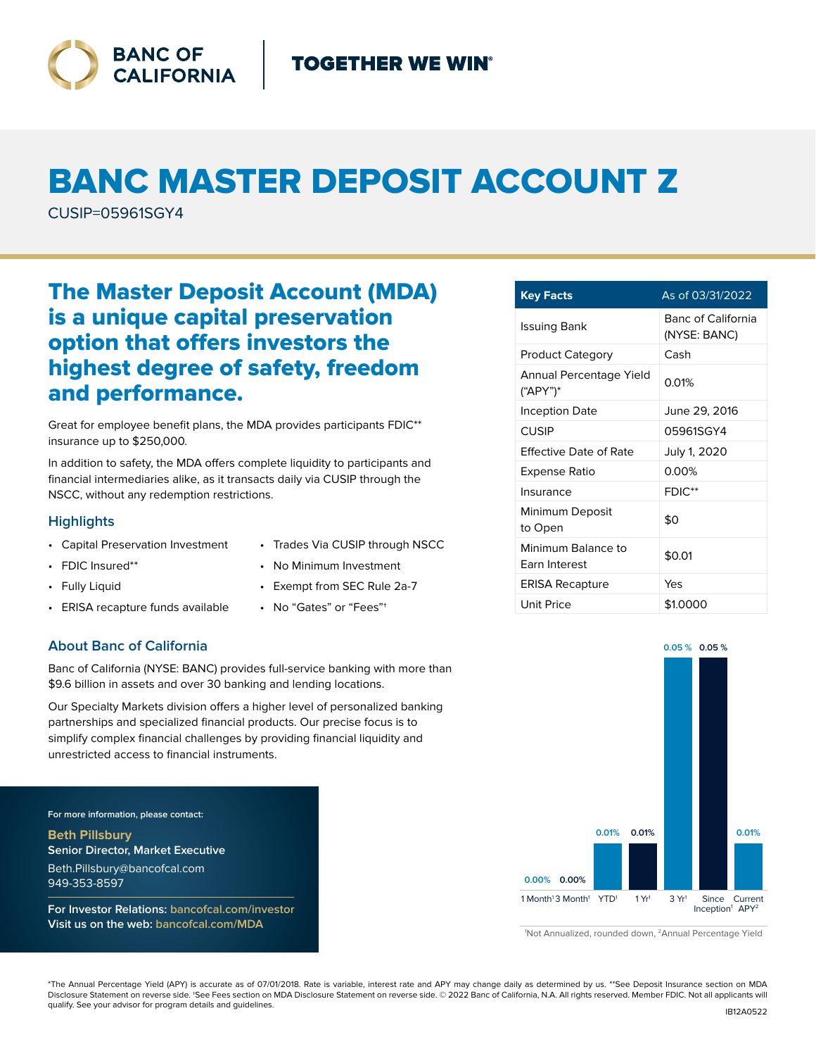BANC OF CALIFORNIA | TOGETHER WE WIN®

# BANC MASTER DEPOSIT ACCOUNT Z

CUSIP=05961SGY4

## The Master Deposit Account (MDA) is a unique capital preservation option that offers investors the highest degree of safety, freedom and performance.

Great for employee benefit plans, the MDA provides participants FDIC** insurance up to $250,000.

In addition to safety, the MDA offers complete liquidity to participants and financial intermediaries alike, as it transacts daily via CUSIP through the NSCC, without any redemption restrictions.

### Highlights

- Capital Preservation Investment
- FDIC Insured**
- Fully Liquid
- ERISA recapture funds available
- Trades Via CUSIP through NSCC
- No Minimum Investment
- Exempt from SEC Rule 2a-7
- No "Gates" or "Fees"†

### About Banc of California

Banc of California (NYSE: BANC) provides full-service banking with more than $9.6 billion in assets and over 30 banking and lending locations.

Our Specialty Markets division offers a higher level of personalized banking partnerships and specialized financial products. Our precise focus is to simplify complex financial challenges by providing financial liquidity and unrestricted access to financial instruments.

For more information, please contact:

**Beth Pillsbury**
Senior Director, Market Executive
Beth.Pillsbury@bancofcal.com
949-353-8597

For Investor Relations: bancofcal.com/investor
Visit us on the web: bancofcal.com/MDA

| Key Facts | As of 03/31/2022 |
|---|---|
| Issuing Bank | Banc of California (NYSE: BANC) |
| Product Category | Cash |
| Annual Percentage Yield ("APY")* | 0.01% |
| Inception Date | June 29, 2016 |
| CUSIP | 05961SGY4 |
| Effective Date of Rate | July 1, 2020 |
| Expense Ratio | 0.00% |
| Insurance | FDIC** |
| Minimum Deposit to Open | $0 |
| Minimum Balance to Earn Interest | $0.01 |
| ERISA Recapture | Yes |
| Unit Price | $1.0000 |

| 1 Month[1] | 3 Month[1] | YTD[1] | 1 Yr[1] | 3 Yr[1] | Since Inception[1] | Current APY[2] |
|---|---|---|---|---|---|---|
| 0.00% | 0.00% | 0.01% | 0.01% | 0.05 % | 0.05 % | 0.01% |

[1]Not Annualized, rounded down, [2]Annual Percentage Yield

*The Annual Percentage Yield (APY) is accurate as of 07/01/2018. Rate is variable, interest rate and APY may change daily as determined by us. **See Deposit Insurance section on MDA Disclosure Statement on reverse side. †See Fees section on MDA Disclosure Statement on reverse side. © 2022 Banc of California, N.A. All rights reserved. Member FDIC. Not all applicants will qualify. See your advisor for program details and guidelines.

IB12A0522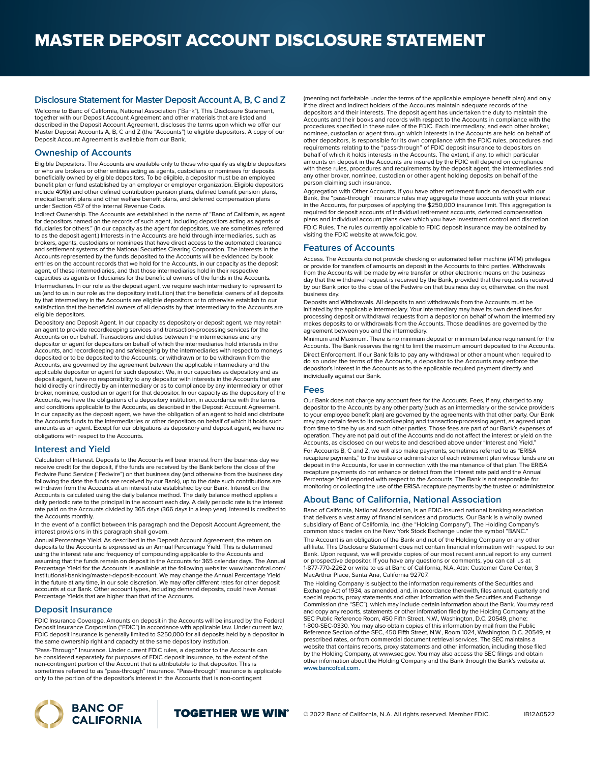# MASTER DEPOSIT ACCOUNT DISCLOSURE STATEMENT

## Disclosure Statement for Master Deposit Account A, B, C and Z

Welcome to Banc of California, National Association ("Bank"). This Disclosure Statement, together with our Deposit Account Agreement and other materials that are listed and described in the Deposit Account Agreement, discloses the terms upon which we offer our Master Deposit Accounts A, B, C and Z (the "Accounts") to eligible depositors. A copy of our Deposit Account Agreement is available from our Bank.

## Ownehip of Accounts

Eligible Depositors. The Accounts are available only to those who qualify as eligible depositors or who are brokers or other entities acting as agents, custodians or nominees for deposits beneficially owned by eligible depositors. To be eligible, a depositor must be an employee benefit plan or fund established by an employer or employer organization. Eligible depositors include 401(k) and other defined contribution pension plans, defined benefit pension plans, medical benefit plans and other welfare benefit plans, and deferred compensation plans under Section 457 of the Internal Revenue Code.

Indirect Ownership. The Accounts are established in the name of "Banc of California, as agent for depositors named on the records of such agent, including depositors acting as agents or fiduciaries for others." (In our capacity as the agent for depositors, we are sometimes referred to as the deposit agent.) Interests in the Accounts are held through intermediaries, such as brokers, agents, custodians or nominees that have direct access to the automated clearance and settlement systems of the National Securities Clearing Corporation. The interests in the Accounts represented by the funds deposited to the Accounts will be evidenced by book entries on the account records that we hold for the Accounts, in our capacity as the deposit agent, of these intermediaries, and that those intermediaries hold in their respective capacities as agents or fiduciaries for the beneficial owners of the funds in the Accounts.

Intermediaries. In our role as the deposit agent, we require each intermediary to represent to us (and to us in our role as the depository institution) that the beneficial owners of all deposits by that intermediary in the Accounts are eligible depositors or to otherwise establish to our satisfaction that the beneficial owners of all deposits by that intermediary to the Accounts are eligible depositors.

Depository and Deposit Agent. In our capacity as depository or deposit agent, we may retain an agent to provide recordkeeping services and transaction-processing services for the Accounts on our behalf. Transactions and duties between the intermediaries and any depositor or agent for depositors on behalf of which the intermediaries hold interests in the Accounts, and recordkeeping and safekeeping by the intermediaries with respect to moneys deposited or to be deposited to the Accounts, or withdrawn or to be withdrawn from the Accounts, are governed by the agreement between the applicable intermediary and the applicable depositor or agent for such depositor. We, in our capacities as depository and as deposit agent, have no responsibility to any depositor with interests in the Accounts that are held directly or indirectly by an intermediary or as to compliance by any intermediary or other broker, nominee, custodian or agent for that depositor. In our capacity as the depository of the Accounts, we have the obligations of a depository institution, in accordance with the terms and conditions applicable to the Accounts, as described in the Deposit Account Agreement. In our capacity as the deposit agent, we have the obligation of an agent to hold and distribute the Accounts funds to the intermediaries or other depositors on behalf of which it holds such amounts as an agent. Except for our obligations as depository and deposit agent, we have no obligations with respect to the Accounts.

## Interest and Yield

Calculation of Interest. Deposits to the Accounts will bear interest from the business day we receive credit for the deposit, if the funds are received by the Bank before the close of the Fedwire Fund Service ("Fedwire") on that business day (and otherwise from the business day following the date the funds are received by our Bank), up to the date such contributions are withdrawn from the Accounts at an interest rate established by our Bank. Interest on the Accounts is calculated using the daily balance method. The daily balance method applies a daily periodic rate to the principal in the account each day. A daily periodic rate is the interest rate paid on the Accounts divided by 365 days (366 days in a leap year). Interest is credited to the Accounts monthly.

In the event of a conflict between this paragraph and the Deposit Account Agreement, the interest provisions in this paragraph shall govern.

Annual Percentage Yield. As described in the Deposit Account Agreement, the return on deposits to the Accounts is expressed as an Annual Percentage Yield. This is determined using the interest rate and frequency of compounding applicable to the Accounts and assuming that the funds remain on deposit in the Accounts for 365 calendar days. The Annual Percentage Yield for the Accounts is available at the following website: www.bancofcal.com/institutional-banking/master-deposit-account. We may change the Annual Percentage Yield in the future at any time, in our sole discretion. We may offer different rates for other deposit accounts at our Bank. Other account types, including demand deposits, could have Annual Percentage Yields that are higher than that of the Accounts.

## Deposit Insurance

FDIC Insurance Coverage. Amounts on deposit in the Accounts will be insured by the Federal Deposit Insurance Corporation ("FDIC") in accordance with applicable law. Under current law, FDIC deposit insurance is generally limited to $250,000 for all deposits held by a depositor in the same ownership right and capacity at the same depository institution.

"Pass-Through" Insurance. Under current FDIC rules, a depositor to the Accounts can be considered separately for purposes of FDIC deposit insurance, to the extent of the non-contingent portion of the Account that is attributable to that depositor. This is sometimes referred to as "pass-through" insurance. "Pass-through" insurance is applicable only to the portion of the depositor's interest in the Accounts that is non-contingent (meaning not forfeitable under the terms of the applicable employee benefit plan) and only if the direct and indirect holders of the Accounts maintain adequate records of the depositors and their interests. The deposit agent has undertaken the duty to maintain the Accounts and their books and records with respect to the Accounts in compliance with the procedures specified in these rules of the FDIC. Each intermediary, and each other broker, nominee, custodian or agent through which interests in the Accounts are held on behalf of other depositors, is responsible for its own compliance with the FDIC rules, procedures and requirements relating to the "pass-through" of FDIC deposit insurance to depositors on behalf of which it holds interests in the Accounts. The extent, if any, to which particular amounts on deposit in the Accounts are insured by the FDIC will depend on compliance with these rules, procedures and requirements by the deposit agent, the intermediaries and any other broker, nominee, custodian or other agent holding deposits on behalf of the person claiming such insurance.

Aggregation with Other Accounts. If you have other retirement funds on deposit with our Bank, the "pass-through" insurance rules may aggregate those accounts with your interest in the Accounts, for purposes of applying the $250,000 insurance limit. This aggregation is required for deposit accounts of individual retirement accounts, deferred compensation plans and individual account plans over which you have investment control and discretion.

FDIC Rules. The rules currently applicable to FDIC deposit insurance may be obtained by visiting the FDIC website at www.fdic.gov.

## Features of Accounts

Access. The Accounts do not provide checking or automated teller machine (ATM) privileges or provide for transfers of amounts on deposit in the Accounts to third parties. Withdrawals from the Accounts will be made by wire transfer or other electronic means on the business day that the withdrawal request is received by the Bank, provided that the request is received by our Bank prior to the close of the Fedwire on that business day or, otherwise, on the next business day.

Deposits and Withdrawals. All deposits to and withdrawals from the Accounts must be initiated by the applicable intermediary. Your intermediary may have its own deadlines for processing deposit or withdrawal requests from a depositor on behalf of whom the intermediary makes deposits to or withdrawals from the Accounts. Those deadlines are governed by the agreement between you and the intermediary.

Minimum and Maximum. There is no minimum deposit or minimum balance requirement for the Accounts. The Bank reserves the right to limit the maximum amount deposited to the Accounts.

Direct Enforcement. If our Bank fails to pay any withdrawal or other amount when required to do so under the terms of the Accounts, a depositor to the Accounts may enforce the depositor's interest in the Accounts as to the applicable required payment directly and individually against our Bank.

## Fees

Our Bank does not charge any account fees for the Accounts. Fees, if any, charged to any depositor to the Accounts by any other party (such as an intermediary or the service providers to your employee benefit plan) are governed by the agreements with that other party. Our Bank may pay certain fees to its recordkeeping and transaction-processing agent, as agreed upon from time to time by us and such other parties. Those fees are part of our Bank's expenses of operation. They are not paid out of the Accounts and do not affect the interest or yield on the Accounts, as disclosed on our website and described above under "Interest and Yield."

For Accounts B, C and Z, we will also make payments, sometimes referred to as "ERISA recapture payments," to the trustee or administrator of each retirement plan whose funds are on deposit in the Accounts, for use in connection with the maintenance of that plan. The ERISA recapture payments do not enhance or detract from the interest rate paid and the Annual Percentage Yield reported with respect to the Accounts. The Bank is not responsible for monitoring or collecting the use of the ERISA recapture payments by the trustee or administrator.

## About Banc of California, National Association

Banc of California, National Association, is an FDIC-insured national banking association that delivers a vast array of financial services and products. Our Bank is a wholly owned subsidiary of Banc of California, Inc. (the "Holding Company"). The Holding Company's common stock trades on the New York Stock Exchange under the symbol "BANC."

The Account is an obligation of the Bank and not of the Holding Company or any other affiliate. This Disclosure Statement does not contain financial information with respect to our Bank. Upon request, we will provide copies of our most recent annual report to any current or prospective depositor. If you have any questions or comments, you can call us at 1-877-770-2262 or write to us at Banc of California, N.A, Attn: Customer Care Center, 3 MacArthur Place, Santa Ana, California 92707.

The Holding Company is subject to the information requirements of the Securities and Exchange Act of 1934, as amended, and, in accordance therewith, files annual, quarterly and special reports, proxy statements and other information with the Securities and Exchange Commission (the "SEC"), which may include certain information about the Bank. You may read and copy any reports, statements or other information filed by the Holding Company at the SEC Public Reference Room, 450 Fifth Street, N.W., Washington, D.C. 20549, phone: 1-800-SEC-0330. You may also obtain copies of this information by mail from the Public Reference Section of the SEC, 450 Fifth Street, N.W., Room 1024, Washington, D.C. 20549, at prescribed rates, or from commercial document retrieval services. The SEC maintains a website that contains reports, proxy statements and other information, including those filed by the Holding Company, at www.sec.gov. You may also access the SEC filings and obtain other information about the Holding Company and the Bank through the Bank's website at **www.bancofcal.com.**

BANC OF CALIFORNIA | TOGETHER WE WIN®

© 2022 Banc of California, N.A. All rights reserved. Member FDIC. IB12A0522